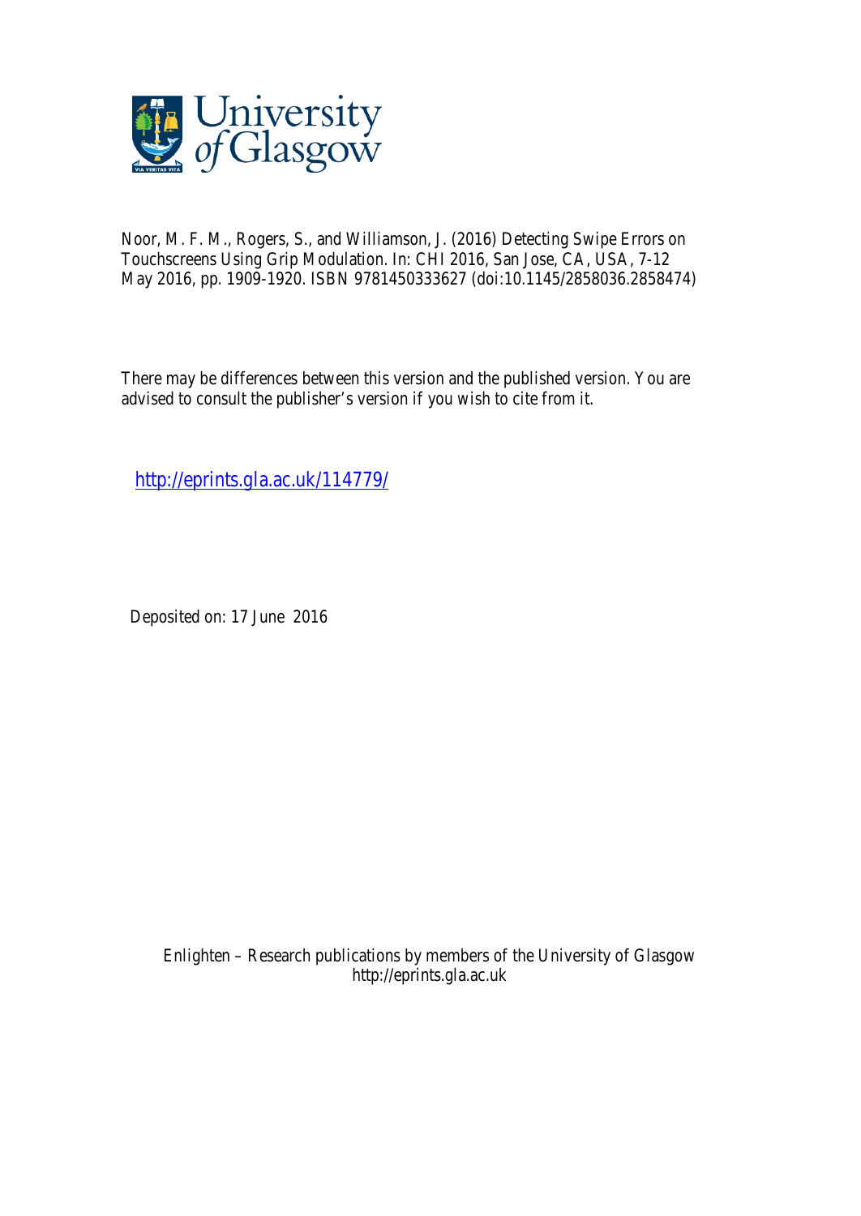Noor, M. F. M., Rogers, S., and Williamson, J. (2016) Detecting Swipe Errors on Touchscreens Using Grip Modulation. In: CHI 2016, San Jose, CA, USA, 7-12 May 2016, pp. 1909-1920. ISBN 9781450333627 (doi:10.1145/2858036.2858474)

There may be differences between this version and the published version. You are advised to consult the publisher's version if you wish to cite from it.

http://eprints.gla.ac.uk/114779/

Deposited on: 17 June 2016

Enlighten – Research publications by members of the University of Glasgow
http://eprints.gla.ac.uk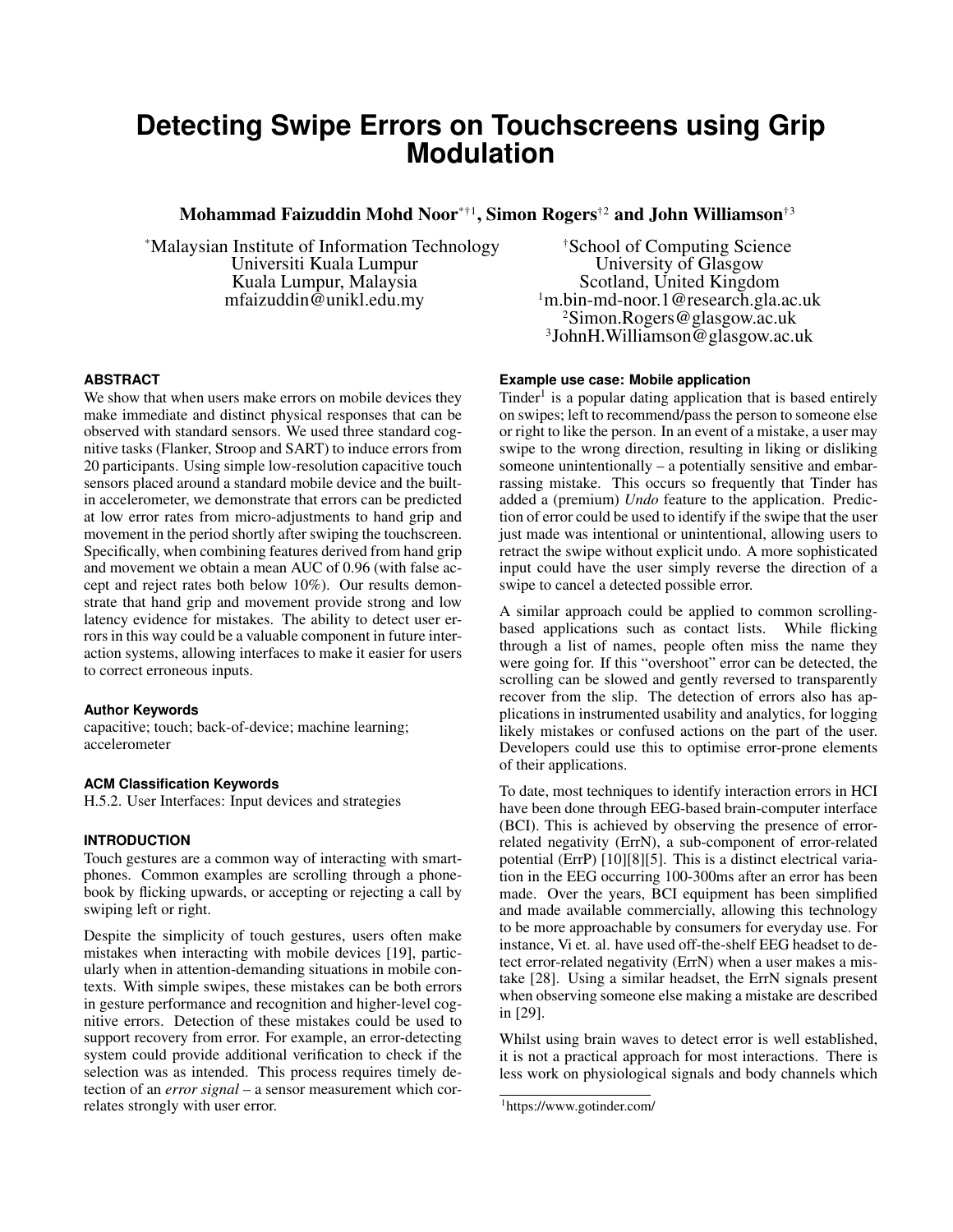# Detecting Swipe Errors on Touchscreens using Grip Modulation

**Mohammad Faizuddin Mohd Noor**[*†1], **Simon Rogers**[†2] **and John Williamson**[†3]

[*]Malaysian Institute of Information Technology
Universiti Kuala Lumpur
Kuala Lumpur, Malaysia
mfaizuddin@unikl.edu.my

[†]School of Computing Science
University of Glasgow
Scotland, United Kingdom
[1]m.bin-md-noor.1@research.gla.ac.uk
[2]Simon.Rogers@glasgow.ac.uk
[3]JohnH.Williamson@glasgow.ac.uk

### ABSTRACT

We show that when users make errors on mobile devices they make immediate and distinct physical responses that can be observed with standard sensors. We used three standard cognitive tasks (Flanker, Stroop and SART) to induce errors from 20 participants. Using simple low-resolution capacitive touch sensors placed around a standard mobile device and the built-in accelerometer, we demonstrate that errors can be predicted at low error rates from micro-adjustments to hand grip and movement in the period shortly after swiping the touchscreen. Specifically, when combining features derived from hand grip and movement we obtain a mean AUC of 0.96 (with false accept and reject rates both below 10%). Our results demonstrate that hand grip and movement provide strong and low latency evidence for mistakes. The ability to detect user errors in this way could be a valuable component in future interaction systems, allowing interfaces to make it easier for users to correct erroneous inputs.

#### Author Keywords

capacitive; touch; back-of-device; machine learning; accelerometer

#### ACM Classification Keywords

H.5.2. User Interfaces: Input devices and strategies

### INTRODUCTION

Touch gestures are a common way of interacting with smartphones. Common examples are scrolling through a phonebook by flicking upwards, or accepting or rejecting a call by swiping left or right.

Despite the simplicity of touch gestures, users often make mistakes when interacting with mobile devices [19], particularly when in attention-demanding situations in mobile contexts. With simple swipes, these mistakes can be both errors in gesture performance and recognition and higher-level cognitive errors. Detection of these mistakes could be used to support recovery from error. For example, an error-detecting system could provide additional verification to check if the selection was as intended. This process requires timely detection of an *error signal* – a sensor measurement which correlates strongly with user error.

#### Example use case: Mobile application

Tinder[1] is a popular dating application that is based entirely on swipes; left to recommend/pass the person to someone else or right to like the person. In an event of a mistake, a user may swipe to the wrong direction, resulting in liking or disliking someone unintentionally – a potentially sensitive and embarrassing mistake. This occurs so frequently that Tinder has added a (premium) *Undo* feature to the application. Prediction of error could be used to identify if the swipe that the user just made was intentional or unintentional, allowing users to retract the swipe without explicit undo. A more sophisticated input could have the user simply reverse the direction of a swipe to cancel a detected possible error.

A similar approach could be applied to common scrolling-based applications such as contact lists. While flicking through a list of names, people often miss the name they were going for. If this "overshoot" error can be detected, the scrolling can be slowed and gently reversed to transparently recover from the slip. The detection of errors also has applications in instrumented usability and analytics, for logging likely mistakes or confused actions on the part of the user. Developers could use this to optimise error-prone elements of their applications.

To date, most techniques to identify interaction errors in HCI have been done through EEG-based brain-computer interface (BCI). This is achieved by observing the presence of error-related negativity (ErrN), a sub-component of error-related potential (ErrP) [10][8][5]. This is a distinct electrical variation in the EEG occurring 100-300ms after an error has been made. Over the years, BCI equipment has been simplified and made available commercially, allowing this technology to be more approachable by consumers for everyday use. For instance, Vi et. al. have used off-the-shelf EEG headset to detect error-related negativity (ErrN) when a user makes a mistake [28]. Using a similar headset, the ErrN signals present when observing someone else making a mistake are described in [29].

Whilst using brain waves to detect error is well established, it is not a practical approach for most interactions. There is less work on physiological signals and body channels which

[1]https://www.gotinder.com/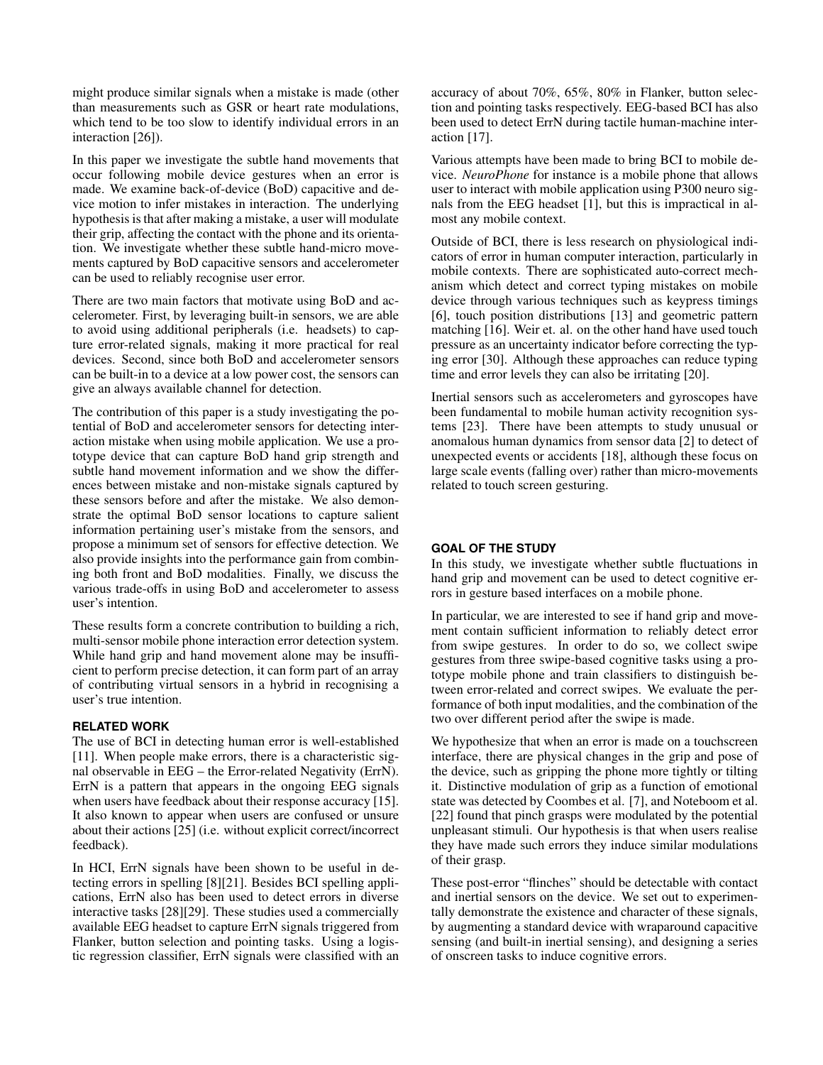might produce similar signals when a mistake is made (other than measurements such as GSR or heart rate modulations, which tend to be too slow to identify individual errors in an interaction [26]).

In this paper we investigate the subtle hand movements that occur following mobile device gestures when an error is made. We examine back-of-device (BoD) capacitive and device motion to infer mistakes in interaction. The underlying hypothesis is that after making a mistake, a user will modulate their grip, affecting the contact with the phone and its orientation. We investigate whether these subtle hand-micro movements captured by BoD capacitive sensors and accelerometer can be used to reliably recognise user error.

There are two main factors that motivate using BoD and accelerometer. First, by leveraging built-in sensors, we are able to avoid using additional peripherals (i.e. headsets) to capture error-related signals, making it more practical for real devices. Second, since both BoD and accelerometer sensors can be built-in to a device at a low power cost, the sensors can give an always available channel for detection.

The contribution of this paper is a study investigating the potential of BoD and accelerometer sensors for detecting interaction mistake when using mobile application. We use a prototype device that can capture BoD hand grip strength and subtle hand movement information and we show the differences between mistake and non-mistake signals captured by these sensors before and after the mistake. We also demonstrate the optimal BoD sensor locations to capture salient information pertaining user's mistake from the sensors, and propose a minimum set of sensors for effective detection. We also provide insights into the performance gain from combining both front and BoD modalities. Finally, we discuss the various trade-offs in using BoD and accelerometer to assess user's intention.

These results form a concrete contribution to building a rich, multi-sensor mobile phone interaction error detection system. While hand grip and hand movement alone may be insufficient to perform precise detection, it can form part of an array of contributing virtual sensors in a hybrid in recognising a user's true intention.

## RELATED WORK

The use of BCI in detecting human error is well-established [11]. When people make errors, there is a characteristic signal observable in EEG – the Error-related Negativity (ErrN). ErrN is a pattern that appears in the ongoing EEG signals when users have feedback about their response accuracy [15]. It also known to appear when users are confused or unsure about their actions [25] (i.e. without explicit correct/incorrect feedback).

In HCI, ErrN signals have been shown to be useful in detecting errors in spelling [8][21]. Besides BCI spelling applications, ErrN also has been used to detect errors in diverse interactive tasks [28][29]. These studies used a commercially available EEG headset to capture ErrN signals triggered from Flanker, button selection and pointing tasks. Using a logistic regression classifier, ErrN signals were classified with an accuracy of about 70%, 65%, 80% in Flanker, button selection and pointing tasks respectively. EEG-based BCI has also been used to detect ErrN during tactile human-machine interaction [17].

Various attempts have been made to bring BCI to mobile device. *NeuroPhone* for instance is a mobile phone that allows user to interact with mobile application using P300 neuro signals from the EEG headset [1], but this is impractical in almost any mobile context.

Outside of BCI, there is less research on physiological indicators of error in human computer interaction, particularly in mobile contexts. There are sophisticated auto-correct mechanism which detect and correct typing mistakes on mobile device through various techniques such as keypress timings [6], touch position distributions [13] and geometric pattern matching [16]. Weir et. al. on the other hand have used touch pressure as an uncertainty indicator before correcting the typing error [30]. Although these approaches can reduce typing time and error levels they can also be irritating [20].

Inertial sensors such as accelerometers and gyroscopes have been fundamental to mobile human activity recognition systems [23]. There have been attempts to study unusual or anomalous human dynamics from sensor data [2] to detect of unexpected events or accidents [18], although these focus on large scale events (falling over) rather than micro-movements related to touch screen gesturing.

## GOAL OF THE STUDY

In this study, we investigate whether subtle fluctuations in hand grip and movement can be used to detect cognitive errors in gesture based interfaces on a mobile phone.

In particular, we are interested to see if hand grip and movement contain sufficient information to reliably detect error from swipe gestures. In order to do so, we collect swipe gestures from three swipe-based cognitive tasks using a prototype mobile phone and train classifiers to distinguish between error-related and correct swipes. We evaluate the performance of both input modalities, and the combination of the two over different period after the swipe is made.

We hypothesize that when an error is made on a touchscreen interface, there are physical changes in the grip and pose of the device, such as gripping the phone more tightly or tilting it. Distinctive modulation of grip as a function of emotional state was detected by Coombes et al. [7], and Noteboom et al. [22] found that pinch grasps were modulated by the potential unpleasant stimuli. Our hypothesis is that when users realise they have made such errors they induce similar modulations of their grasp.

These post-error "flinches" should be detectable with contact and inertial sensors on the device. We set out to experimentally demonstrate the existence and character of these signals, by augmenting a standard device with wraparound capacitive sensing (and built-in inertial sensing), and designing a series of onscreen tasks to induce cognitive errors.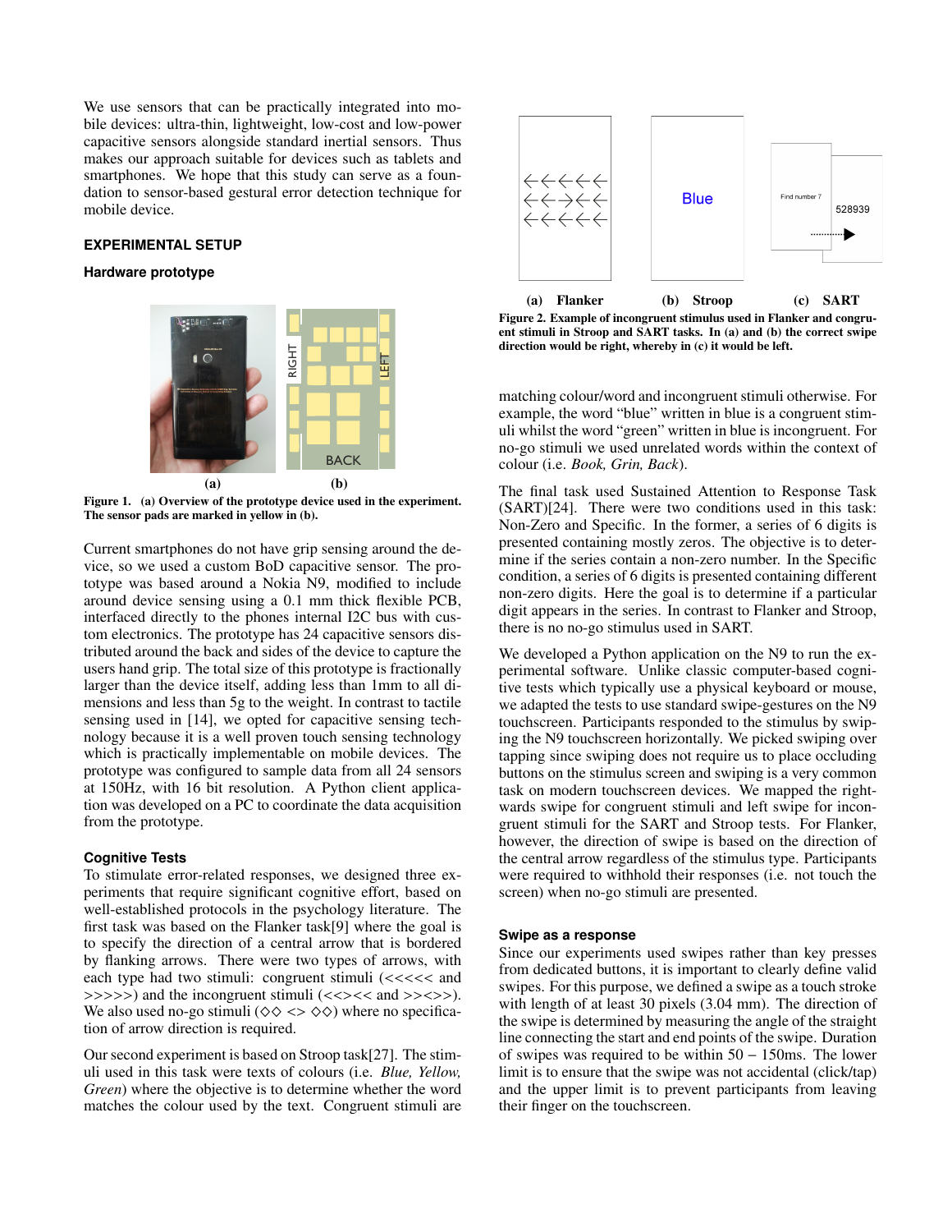We use sensors that can be practically integrated into mobile devices: ultra-thin, lightweight, low-cost and low-power capacitive sensors alongside standard inertial sensors. Thus makes our approach suitable for devices such as tablets and smartphones. We hope that this study can serve as a foundation to sensor-based gestural error detection technique for mobile device.

## EXPERIMENTAL SETUP

### Hardware prototype

**Figure 1. (a) Overview of the prototype device used in the experiment. The sensor pads are marked in yellow in (b).**

Current smartphones do not have grip sensing around the device, so we used a custom BoD capacitive sensor. The prototype was based around a Nokia N9, modified to include around device sensing using a 0.1 mm thick flexible PCB, interfaced directly to the phones internal I2C bus with custom electronics. The prototype has 24 capacitive sensors distributed around the back and sides of the device to capture the users hand grip. The total size of this prototype is fractionally larger than the device itself, adding less than 1mm to all dimensions and less than 5g to the weight. In contrast to tactile sensing used in [14], we opted for capacitive sensing technology because it is a well proven touch sensing technology which is practically implementable on mobile devices. The prototype was configured to sample data from all 24 sensors at 150Hz, with 16 bit resolution. A Python client application was developed on a PC to coordinate the data acquisition from the prototype.

### Cognitive Tests

To stimulate error-related responses, we designed three experiments that require significant cognitive effort, based on well-established protocols in the psychology literature. The first task was based on the Flanker task[9] where the goal is to specify the direction of a central arrow that is bordered by flanking arrows. There were two types of arrows, with each type had two stimuli: congruent stimuli (<<<<< and >>>>>) and the incongruent stimuli (<<><< and >><>>). We also used no-go stimuli (◇◇ <> ◇◇) where no specification of arrow direction is required.

Our second experiment is based on Stroop task[27]. The stimuli used in this task were texts of colours (i.e. *Blue, Yellow, Green*) where the objective is to determine whether the word matches the colour used by the text. Congruent stimuli are matching colour/word and incongruent stimuli otherwise. For example, the word "blue" written in blue is a congruent stimuli whilst the word "green" written in blue is incongruent. For no-go stimuli we used unrelated words within the context of colour (i.e. *Book, Grin, Back*).

**Figure 2. Example of incongruent stimulus used in Flanker and congruent stimuli in Stroop and SART tasks. In (a) and (b) the correct swipe direction would be right, whereby in (c) it would be left.**

The final task used Sustained Attention to Response Task (SART)[24]. There were two conditions used in this task: Non-Zero and Specific. In the former, a series of 6 digits is presented containing mostly zeros. The objective is to determine if the series contain a non-zero number. In the Specific condition, a series of 6 digits is presented containing different non-zero digits. Here the goal is to determine if a particular digit appears in the series. In contrast to Flanker and Stroop, there is no no-go stimulus used in SART.

We developed a Python application on the N9 to run the experimental software. Unlike classic computer-based cognitive tests which typically use a physical keyboard or mouse, we adapted the tests to use standard swipe-gestures on the N9 touchscreen. Participants responded to the stimulus by swiping the N9 touchscreen horizontally. We picked swiping over tapping since swiping does not require us to place occluding buttons on the stimulus screen and swiping is a very common task on modern touchscreen devices. We mapped the rightwards swipe for congruent stimuli and left swipe for incongruent stimuli for the SART and Stroop tests. For Flanker, however, the direction of swipe is based on the direction of the central arrow regardless of the stimulus type. Participants were required to withhold their responses (i.e. not touch the screen) when no-go stimuli are presented.

### Swipe as a response

Since our experiments used swipes rather than key presses from dedicated buttons, it is important to clearly define valid swipes. For this purpose, we defined a swipe as a touch stroke with length of at least 30 pixels (3.04 mm). The direction of the swipe is determined by measuring the angle of the straight line connecting the start and end points of the swipe. Duration of swipes was required to be within $50 - 150$ms. The lower limit is to ensure that the swipe was not accidental (click/tap) and the upper limit is to prevent participants from leaving their finger on the touchscreen.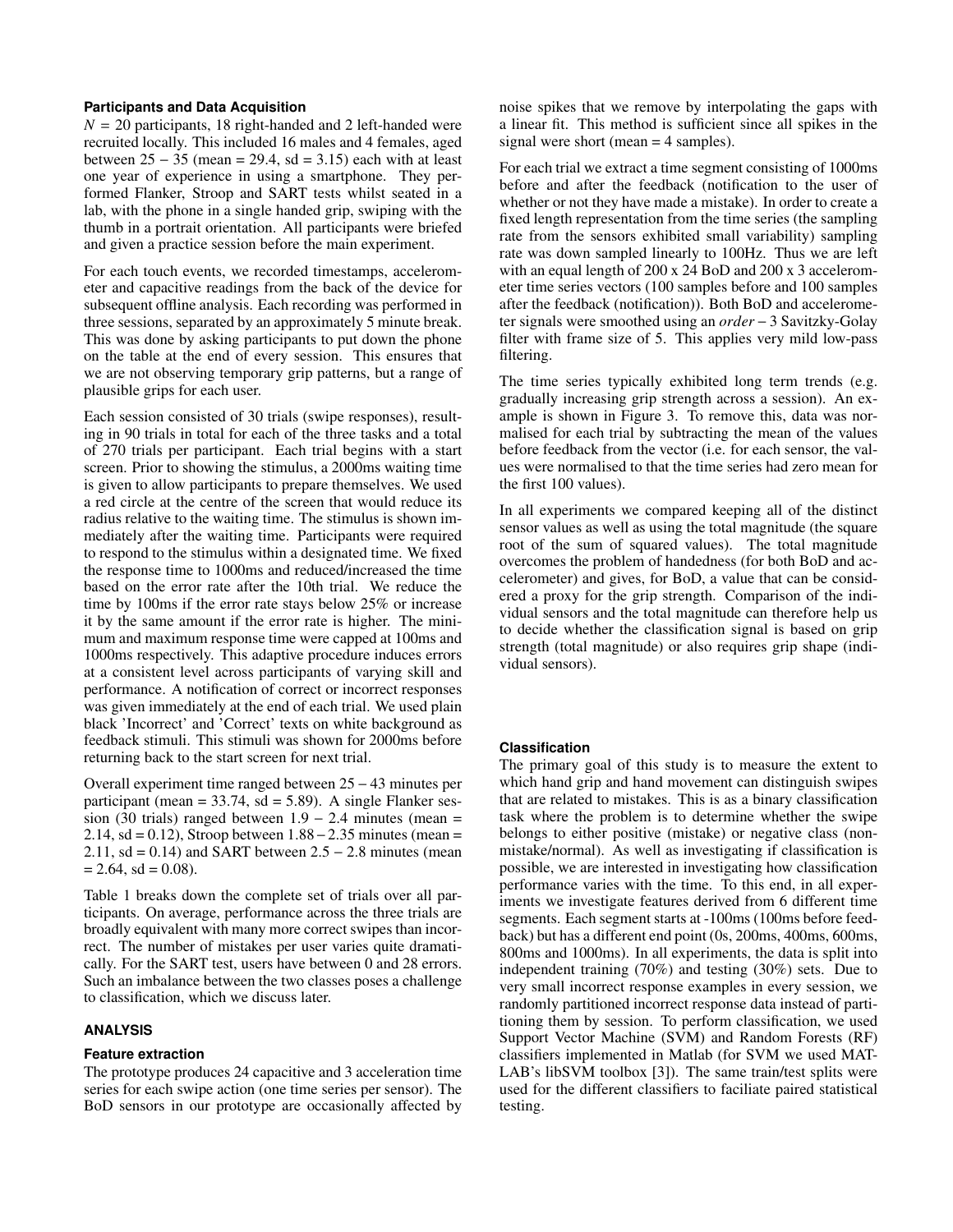### Participants and Data Acquisition

$N = 20$ participants, 18 right-handed and 2 left-handed were recruited locally. This included 16 males and 4 females, aged between $25-35$ (mean = 29.4, sd = 3.15) each with at least one year of experience in using a smartphone. They performed Flanker, Stroop and SART tests whilst seated in a lab, with the phone in a single handed grip, swiping with the thumb in a portrait orientation. All participants were briefed and given a practice session before the main experiment.

For each touch events, we recorded timestamps, accelerometer and capacitive readings from the back of the device for subsequent offline analysis. Each recording was performed in three sessions, separated by an approximately 5 minute break. This was done by asking participants to put down the phone on the table at the end of every session. This ensures that we are not observing temporary grip patterns, but a range of plausible grips for each user.

Each session consisted of 30 trials (swipe responses), resulting in 90 trials in total for each of the three tasks and a total of 270 trials per participant. Each trial begins with a start screen. Prior to showing the stimulus, a 2000ms waiting time is given to allow participants to prepare themselves. We used a red circle at the centre of the screen that would reduce its radius relative to the waiting time. The stimulus is shown immediately after the waiting time. Participants were required to respond to the stimulus within a designated time. We fixed the response time to 1000ms and reduced/increased the time based on the error rate after the 10th trial. We reduce the time by 100ms if the error rate stays below 25% or increase it by the same amount if the error rate is higher. The minimum and maximum response time were capped at 100ms and 1000ms respectively. This adaptive procedure induces errors at a consistent level across participants of varying skill and performance. A notification of correct or incorrect responses was given immediately at the end of each trial. We used plain black 'Incorrect' and 'Correct' texts on white background as feedback stimuli. This stimuli was shown for 2000ms before returning back to the start screen for next trial.

Overall experiment time ranged between $25-43$ minutes per participant (mean = 33.74, sd = 5.89). A single Flanker session (30 trials) ranged between $1.9-2.4$ minutes (mean = 2.14, sd = 0.12), Stroop between $1.88-2.35$ minutes (mean = 2.11, sd = 0.14) and SART between $2.5-2.8$ minutes (mean = 2.64, sd = 0.08).

Table 1 breaks down the complete set of trials over all participants. On average, performance across the three trials are broadly equivalent with many more correct swipes than incorrect. The number of mistakes per user varies quite dramatically. For the SART test, users have between 0 and 28 errors. Such an imbalance between the two classes poses a challenge to classification, which we discuss later.

## ANALYSIS

### Feature extraction

The prototype produces 24 capacitive and 3 acceleration time series for each swipe action (one time series per sensor). The BoD sensors in our prototype are occasionally affected by noise spikes that we remove by interpolating the gaps with a linear fit. This method is sufficient since all spikes in the signal were short (mean = 4 samples).

For each trial we extract a time segment consisting of 1000ms before and after the feedback (notification to the user of whether or not they have made a mistake). In order to create a fixed length representation from the time series (the sampling rate from the sensors exhibited small variability) sampling rate was down sampled linearly to 100Hz. Thus we are left with an equal length of 200 x 24 BoD and 200 x 3 accelerometer time series vectors (100 samples before and 100 samples after the feedback (notification)). Both BoD and accelerometer signals were smoothed using an *order* $-$ 3 Savitzky-Golay filter with frame size of 5. This applies very mild low-pass filtering.

The time series typically exhibited long term trends (e.g. gradually increasing grip strength across a session). An example is shown in Figure 3. To remove this, data was normalised for each trial by subtracting the mean of the values before feedback from the vector (i.e. for each sensor, the values were normalised to that the time series had zero mean for the first 100 values).

In all experiments we compared keeping all of the distinct sensor values as well as using the total magnitude (the square root of the sum of squared values). The total magnitude overcomes the problem of handedness (for both BoD and accelerometer) and gives, for BoD, a value that can be considered a proxy for the grip strength. Comparison of the individual sensors and the total magnitude can therefore help us to decide whether the classification signal is based on grip strength (total magnitude) or also requires grip shape (individual sensors).

### Classification

The primary goal of this study is to measure the extent to which hand grip and hand movement can distinguish swipes that are related to mistakes. This is as a binary classification task where the problem is to determine whether the swipe belongs to either positive (mistake) or negative class (non-mistake/normal). As well as investigating if classification is possible, we are interested in investigating how classification performance varies with the time. To this end, in all experiments we investigate features derived from 6 different time segments. Each segment starts at -100ms (100ms before feedback) but has a different end point (0s, 200ms, 400ms, 600ms, 800ms and 1000ms). In all experiments, the data is split into independent training (70%) and testing (30%) sets. Due to very small incorrect response examples in every session, we randomly partitioned incorrect response data instead of partitioning them by session. To perform classification, we used Support Vector Machine (SVM) and Random Forests (RF) classifiers implemented in Matlab (for SVM we used MATLAB's libSVM toolbox [3]). The same train/test splits were used for the different classifiers to faciliate paired statistical testing.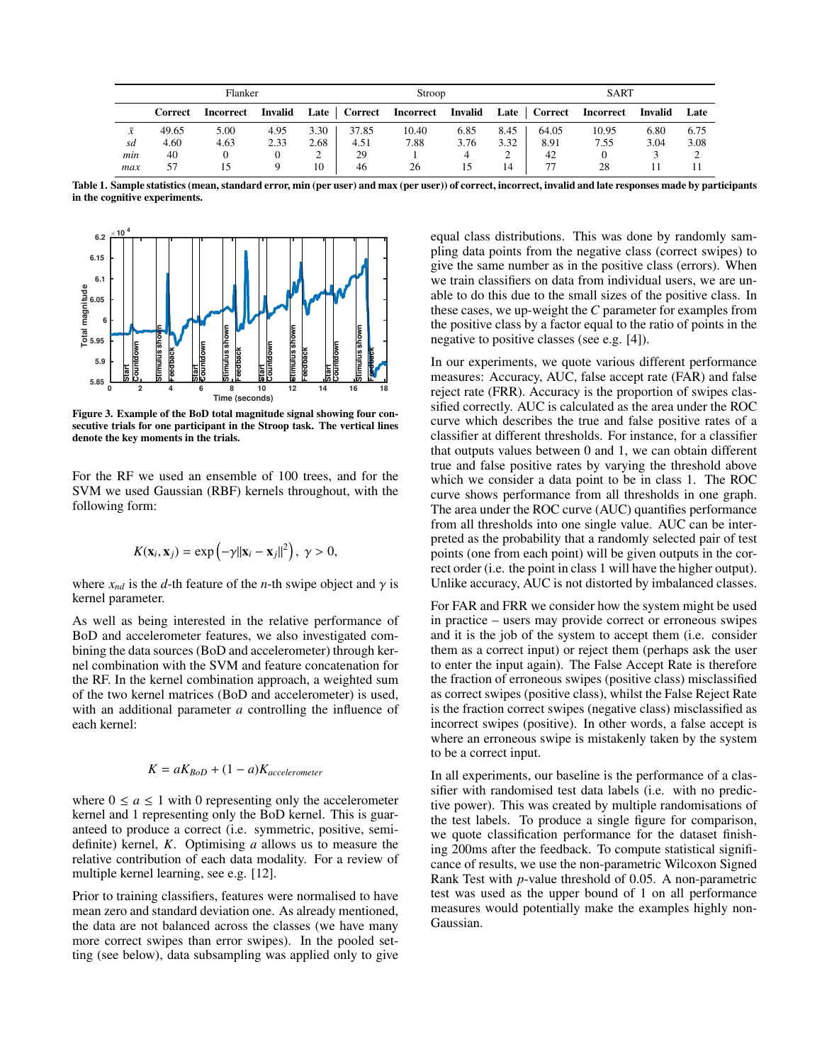| | Flanker | | | | Stroop | | | | SART | | | |
|---|---|---|---|---|---|---|---|---|---|---|---|---|
| | **Correct** | **Incorrect** | **Invalid** | **Late** | **Correct** | **Incorrect** | **Invalid** | **Late** | **Correct** | **Incorrect** | **Invalid** | **Late** |
| $\bar{x}$ | 49.65 | 5.00 | 4.95 | 3.30 | 37.85 | 10.40 | 6.85 | 8.45 | 64.05 | 10.95 | 6.80 | 6.75 |
| *sd* | 4.60 | 4.63 | 2.33 | 2.68 | 4.51 | 7.88 | 3.76 | 3.32 | 8.91 | 7.55 | 3.04 | 3.08 |
| *min* | 40 | 0 | 0 | 2 | 29 | 1 | 4 | 2 | 42 | 0 | 3 | 2 |
| *max* | 57 | 15 | 9 | 10 | 46 | 26 | 15 | 14 | 77 | 28 | 11 | 11 |

**Table 1. Sample statistics (mean, standard error, min (per user) and max (per user)) of correct, incorrect, invalid and late responses made by participants in the cognitive experiments.**

$\times 10^4$
6.2
6.15
6.1
6.05
6
5.95
5.9
5.85
Total magnitude
Start
Countdown
Stimulus shown
Feedback
Start
Countdown
Stimulus shown
Feedback
Start
Countdown
Stimulus shown
Feedback
Start
Countdown
Stimulus shown
Feedback
0 2 4 6 8 10 12 14 16 18
Time (seconds)

**Figure 3. Example of the BoD total magnitude signal showing four consecutive trials for one participant in the Stroop task. The vertical lines denote the key moments in the trials.**

For the RF we used an ensemble of 100 trees, and for the SVM we used Gaussian (RBF) kernels throughout, with the following form:

$$K(\mathbf{x}_i, \mathbf{x}_j) = \exp\left(-\gamma \|\mathbf{x}_i - \mathbf{x}_j\|^2\right), \ \gamma > 0,$$

where $x_{nd}$ is the $d$-th feature of the $n$-th swipe object and $\gamma$ is kernel parameter.

As well as being interested in the relative performance of BoD and accelerometer features, we also investigated combining the data sources (BoD and accelerometer) through kernel combination with the SVM and feature concatenation for the RF. In the kernel combination approach, a weighted sum of the two kernel matrices (BoD and accelerometer) is used, with an additional parameter $a$ controlling the influence of each kernel:

$$K = aK_{BoD} + (1 - a)K_{accelerometer}$$

where $0 \leq a \leq 1$ with 0 representing only the accelerometer kernel and 1 representing only the BoD kernel. This is guaranteed to produce a correct (i.e. symmetric, positive, semi-definite) kernel, $K$. Optimising $a$ allows us to measure the relative contribution of each data modality. For a review of multiple kernel learning, see e.g. [12].

Prior to training classifiers, features were normalised to have mean zero and standard deviation one. As already mentioned, the data are not balanced across the classes (we have many more correct swipes than error swipes). In the pooled setting (see below), data subsampling was applied only to give equal class distributions. This was done by randomly sampling data points from the negative class (correct swipes) to give the same number as in the positive class (errors). When we train classifiers on data from individual users, we are unable to do this due to the small sizes of the positive class. In these cases, we up-weight the $C$ parameter for examples from the positive class by a factor equal to the ratio of points in the negative to positive classes (see e.g. [4]).

In our experiments, we quote various different performance measures: Accuracy, AUC, false accept rate (FAR) and false reject rate (FRR). Accuracy is the proportion of swipes classified correctly. AUC is calculated as the area under the ROC curve which describes the true and false positive rates of a classifier at different thresholds. For instance, for a classifier that outputs values between 0 and 1, we can obtain different true and false positive rates by varying the threshold above which we consider a data point to be in class 1. The ROC curve shows performance from all thresholds in one graph. The area under the ROC curve (AUC) quantifies performance from all thresholds into one single value. AUC can be interpreted as the probability that a randomly selected pair of test points (one from each point) will be given outputs in the correct order (i.e. the point in class 1 will have the higher output). Unlike accuracy, AUC is not distorted by imbalanced classes.

For FAR and FRR we consider how the system might be used in practice – users may provide correct or erroneous swipes and it is the job of the system to accept them (i.e. consider them as a correct input) or reject them (perhaps ask the user to enter the input again). The False Accept Rate is therefore the fraction of erroneous swipes (positive class) misclassified as correct swipes (positive class), whilst the False Reject Rate is the fraction correct swipes (negative class) misclassified as incorrect swipes (positive). In other words, a false accept is where an erroneous swipe is mistakenly taken by the system to be a correct input.

In all experiments, our baseline is the performance of a classifier with randomised test data labels (i.e. with no predictive power). This was created by multiple randomisations of the test labels. To produce a single figure for comparison, we quote classification performance for the dataset finishing 200ms after the feedback. To compute statistical significance of results, we use the non-parametric Wilcoxon Signed Rank Test with $p$-value threshold of 0.05. A non-parametric test was used as the upper bound of 1 on all performance measures would potentially make the examples highly non-Gaussian.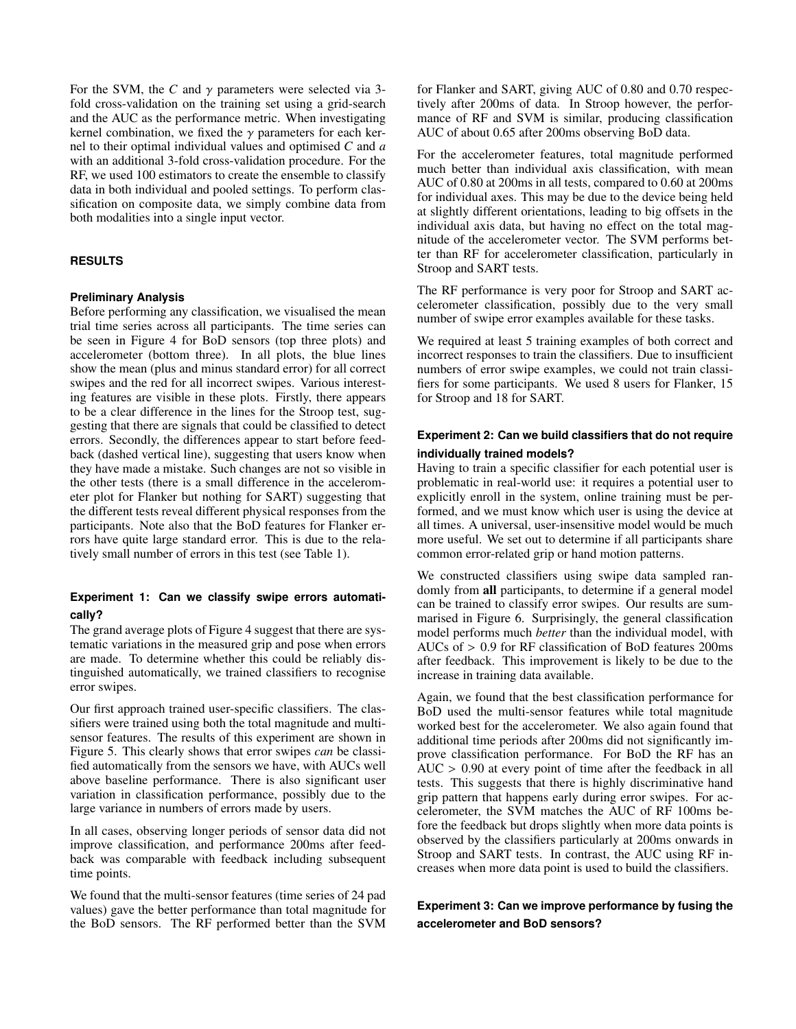For the SVM, the $C$ and $\gamma$ parameters were selected via 3-fold cross-validation on the training set using a grid-search and the AUC as the performance metric. When investigating kernel combination, we fixed the $\gamma$ parameters for each kernel to their optimal individual values and optimised $C$ and $a$ with an additional 3-fold cross-validation procedure. For the RF, we used 100 estimators to create the ensemble to classify data in both individual and pooled settings. To perform classification on composite data, we simply combine data from both modalities into a single input vector.

## RESULTS

### Preliminary Analysis

Before performing any classification, we visualised the mean trial time series across all participants. The time series can be seen in Figure 4 for BoD sensors (top three plots) and accelerometer (bottom three). In all plots, the blue lines show the mean (plus and minus standard error) for all correct swipes and the red for all incorrect swipes. Various interesting features are visible in these plots. Firstly, there appears to be a clear difference in the lines for the Stroop test, suggesting that there are signals that could be classified to detect errors. Secondly, the differences appear to start before feedback (dashed vertical line), suggesting that users know when they have made a mistake. Such changes are not so visible in the other tests (there is a small difference in the accelerometer plot for Flanker but nothing for SART) suggesting that the different tests reveal different physical responses from the participants. Note also that the BoD features for Flanker errors have quite large standard error. This is due to the relatively small number of errors in this test (see Table 1).

### Experiment 1: Can we classify swipe errors automatically?

The grand average plots of Figure 4 suggest that there are systematic variations in the measured grip and pose when errors are made. To determine whether this could be reliably distinguished automatically, we trained classifiers to recognise error swipes.

Our first approach trained user-specific classifiers. The classifiers were trained using both the total magnitude and multi-sensor features. The results of this experiment are shown in Figure 5. This clearly shows that error swipes *can* be classified automatically from the sensors we have, with AUCs well above baseline performance. There is also significant user variation in classification performance, possibly due to the large variance in numbers of errors made by users.

In all cases, observing longer periods of sensor data did not improve classification, and performance 200ms after feedback was comparable with feedback including subsequent time points.

We found that the multi-sensor features (time series of 24 pad values) gave the better performance than total magnitude for the BoD sensors. The RF performed better than the SVM for Flanker and SART, giving AUC of 0.80 and 0.70 respectively after 200ms of data. In Stroop however, the performance of RF and SVM is similar, producing classification AUC of about 0.65 after 200ms observing BoD data.

For the accelerometer features, total magnitude performed much better than individual axis classification, with mean AUC of 0.80 at 200ms in all tests, compared to 0.60 at 200ms for individual axes. This may be due to the device being held at slightly different orientations, leading to big offsets in the individual axis data, but having no effect on the total magnitude of the accelerometer vector. The SVM performs better than RF for accelerometer classification, particularly in Stroop and SART tests.

The RF performance is very poor for Stroop and SART accelerometer classification, possibly due to the very small number of swipe error examples available for these tasks.

We required at least 5 training examples of both correct and incorrect responses to train the classifiers. Due to insufficient numbers of error swipe examples, we could not train classifiers for some participants. We used 8 users for Flanker, 15 for Stroop and 18 for SART.

### Experiment 2: Can we build classifiers that do not require individually trained models?

Having to train a specific classifier for each potential user is problematic in real-world use: it requires a potential user to explicitly enroll in the system, online training must be performed, and we must know which user is using the device at all times. A universal, user-insensitive model would be much more useful. We set out to determine if all participants share common error-related grip or hand motion patterns.

We constructed classifiers using swipe data sampled randomly from **all** participants, to determine if a general model can be trained to classify error swipes. Our results are summarised in Figure 6. Surprisingly, the general classification model performs much *better* than the individual model, with AUCs of $> 0.9$ for RF classification of BoD features 200ms after feedback. This improvement is likely to be due to the increase in training data available.

Again, we found that the best classification performance for BoD used the multi-sensor features while total magnitude worked best for the accelerometer. We also again found that additional time periods after 200ms did not significantly improve classification performance. For BoD the RF has an AUC $> 0.90$ at every point of time after the feedback in all tests. This suggests that there is highly discriminative hand grip pattern that happens early during error swipes. For accelerometer, the SVM matches the AUC of RF 100ms before the feedback but drops slightly when more data points is observed by the classifiers particularly at 200ms onwards in Stroop and SART tests. In contrast, the AUC using RF increases when more data point is used to build the classifiers.

### Experiment 3: Can we improve performance by fusing the accelerometer and BoD sensors?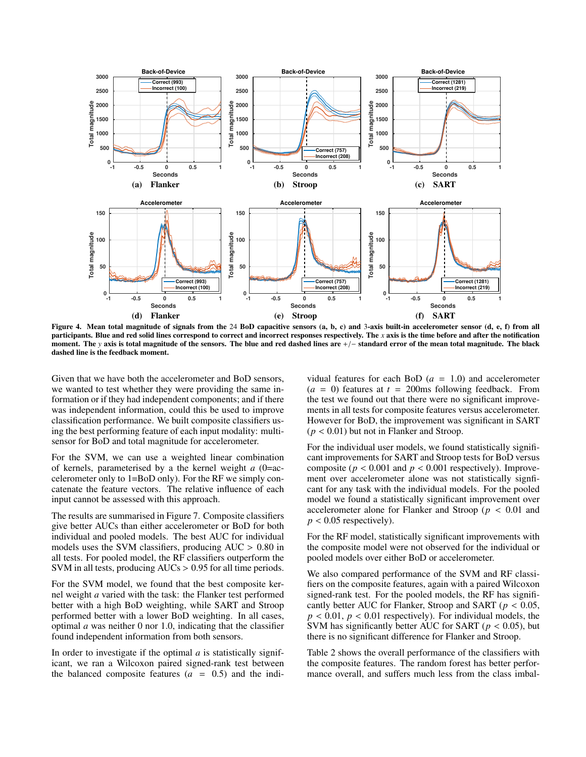Figure 4. Mean total magnitude of signals from the 24 BoD capacitive sensors (a, b, c) and 3-axis built-in accelerometer sensor (d, e, f) from all participants. Blue and red solid lines correspond to correct and incorrect responses respectively. The $x$ axis is the time before and after the notification moment. The $y$ axis is total magnitude of the sensors. The blue and red dashed lines are +/− standard error of the mean total magnitude. The black dashed line is the feedback moment.

Given that we have both the accelerometer and BoD sensors, we wanted to test whether they were providing the same information or if they had independent components; and if there was independent information, could this be used to improve classification performance. We built composite classifiers using the best performing feature of each input modality: multi-sensor for BoD and total magnitude for accelerometer.

For the SVM, we can use a weighted linear combination of kernels, parameterised by a the kernel weight $a$ (0=accelerometer only to 1=BoD only). For the RF we simply concatenate the feature vectors. The relative influence of each input cannot be assessed with this approach.

The results are summarised in Figure 7. Composite classifiers give better AUCs than either accelerometer or BoD for both individual and pooled models. The best AUC for individual models uses the SVM classifiers, producing AUC > 0.80 in all tests. For pooled model, the RF classifiers outperform the SVM in all tests, producing AUCs > 0.95 for all time periods.

For the SVM model, we found that the best composite kernel weight $a$ varied with the task: the Flanker test performed better with a high BoD weighting, while SART and Stroop performed better with a lower BoD weighting. In all cases, optimal $a$ was neither 0 nor 1.0, indicating that the classifier found independent information from both sensors.

In order to investigate if the optimal $a$ is statistically significant, we ran a Wilcoxon paired signed-rank test between the balanced composite features ($a$ = 0.5) and the individual features for each BoD ($a$ = 1.0) and accelerometer ($a$ = 0) features at $t$ = 200ms following feedback. From the test we found out that there were no significant improvements in all tests for composite features versus accelerometer. However for BoD, the improvement was significant in SART ($p < 0.01$) but not in Flanker and Stroop.

For the individual user models, we found statistically significant improvements for SART and Stroop tests for BoD versus composite ($p < 0.001$ and $p < 0.001$ respectively). Improvement over accelerometer alone was not statistically signficant for any task with the individual models. For the pooled model we found a statistically significant improvement over accelerometer alone for Flanker and Stroop ($p < 0.01$ and $p < 0.05$ respectively).

For the RF model, statistically significant improvements with the composite model were not observed for the individual or pooled models over either BoD or accelerometer.

We also compared performance of the SVM and RF classifiers on the composite features, again with a paired Wilcoxon signed-rank test. For the pooled models, the RF has significantly better AUC for Flanker, Stroop and SART ($p < 0.05$, $p < 0.01$, $p < 0.01$ respectively). For individual models, the SVM has significantly better AUC for SART ($p < 0.05$), but there is no significant difference for Flanker and Stroop.

Table 2 shows the overall performance of the classifiers with the composite features. The random forest has better performance overall, and suffers much less from the class imbal-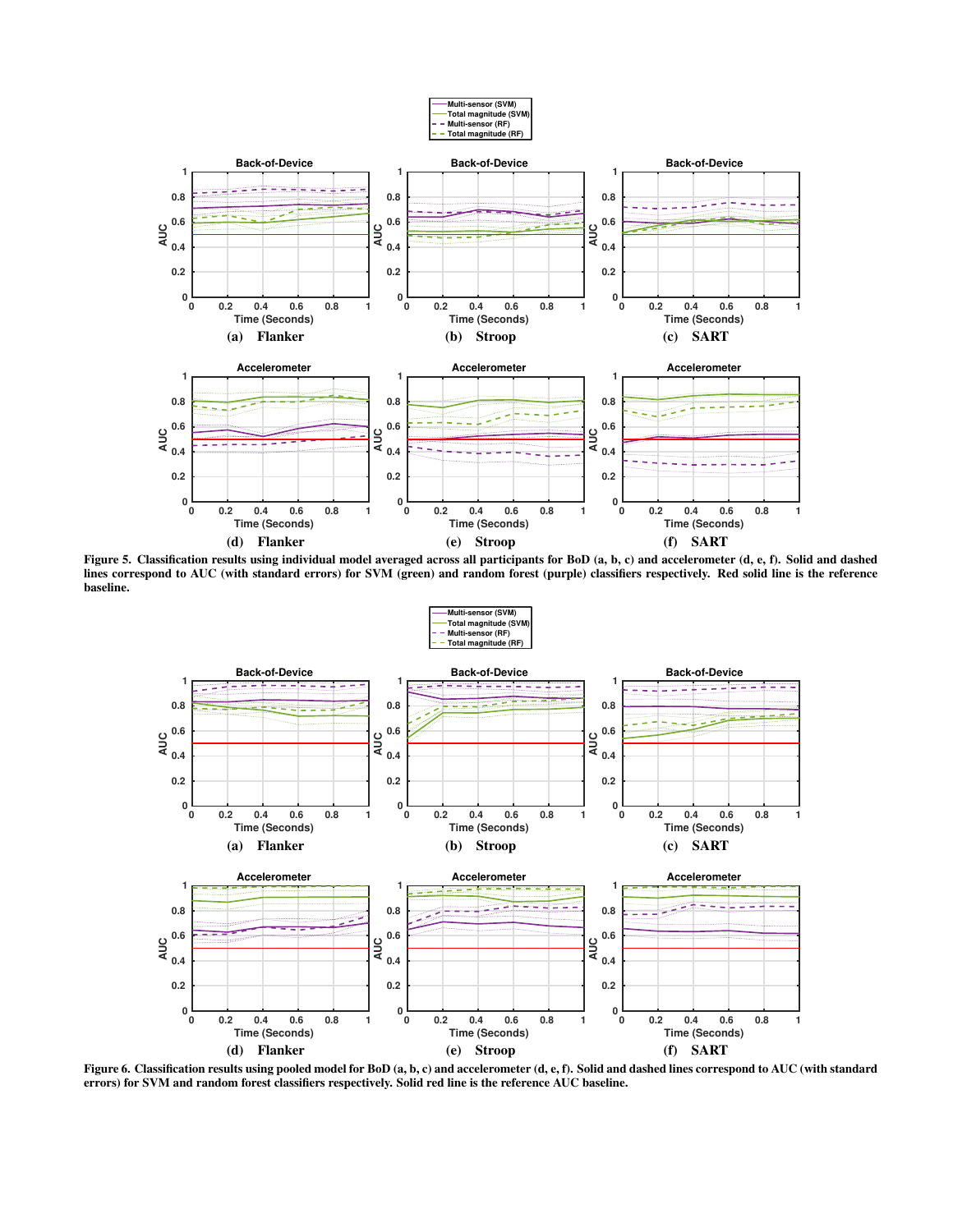Figure 5. Classification results using individual model averaged across all participants for BoD (a, b, c) and accelerometer (d, e, f). Solid and dashed lines correspond to AUC (with standard errors) for SVM (green) and random forest (purple) classifiers respectively. Red solid line is the reference baseline.

Figure 6. Classification results using pooled model for BoD (a, b, c) and accelerometer (d, e, f). Solid and dashed lines correspond to AUC (with standard errors) for SVM and random forest classifiers respectively. Solid red line is the reference AUC baseline.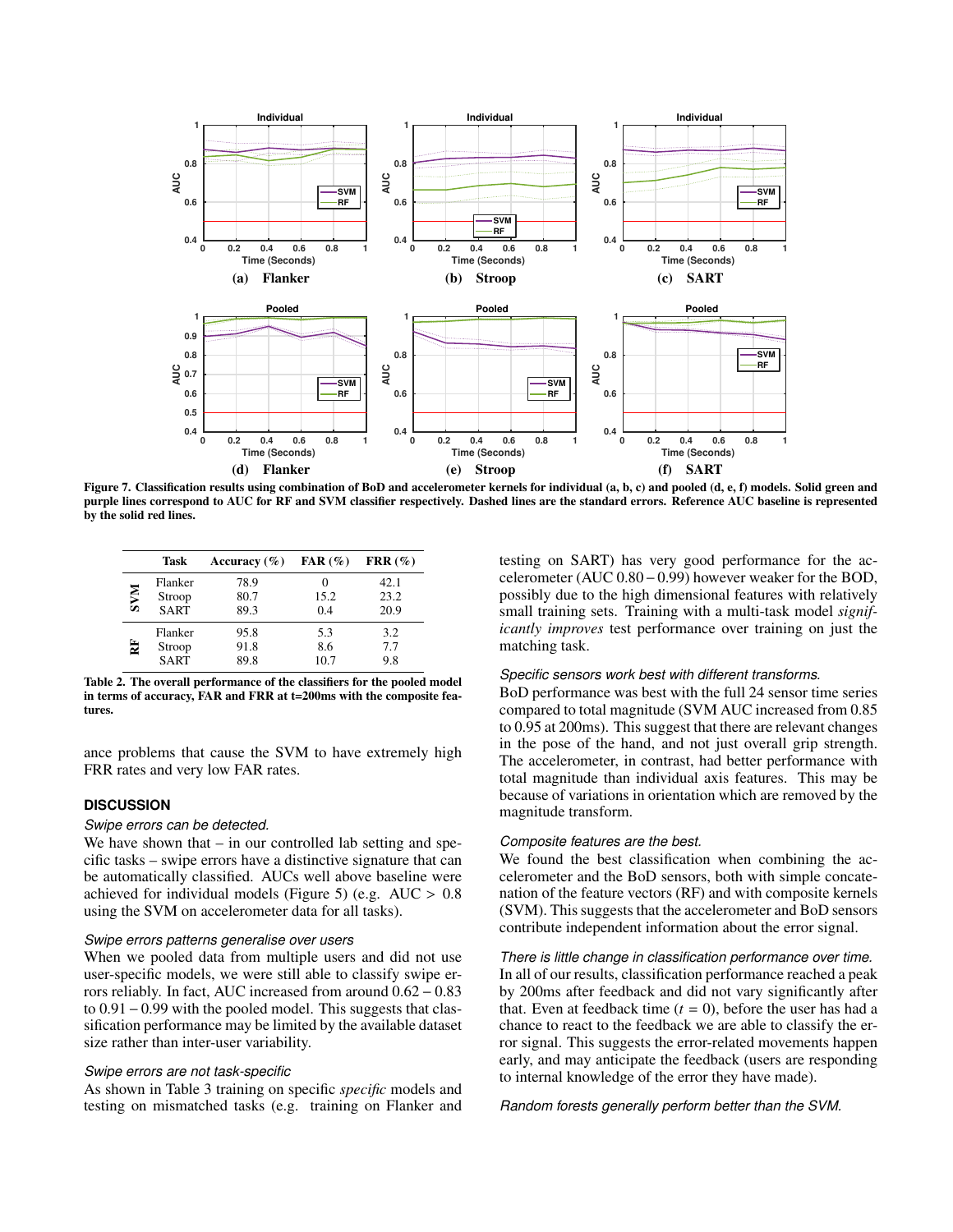Figure 7. Classification results using combination of BoD and accelerometer kernels for individual (a, b, c) and pooled (d, e, f) models. Solid green and purple lines correspond to AUC for RF and SVM classifier respectively. Dashed lines are the standard errors. Reference AUC baseline is represented by the solid red lines.

| | Task | Accuracy (%) | FAR (%) | FRR (%) |
|---|---|---|---|---|
| SVM | Flanker | 78.9 | 0 | 42.1 |
| | Stroop | 80.7 | 15.2 | 23.2 |
| | SART | 89.3 | 0.4 | 20.9 |
| RF | Flanker | 95.8 | 5.3 | 3.2 |
| | Stroop | 91.8 | 8.6 | 7.7 |
| | SART | 89.8 | 10.7 | 9.8 |

Table 2. The overall performance of the classifiers for the pooled model in terms of accuracy, FAR and FRR at t=200ms with the composite features.

ance problems that cause the SVM to have extremely high FRR rates and very low FAR rates.

## DISCUSSION

### *Swipe errors can be detected.*

We have shown that – in our controlled lab setting and specific tasks – swipe errors have a distinctive signature that can be automatically classified. AUCs well above baseline were achieved for individual models (Figure 5) (e.g. AUC > 0.8 using the SVM on accelerometer data for all tasks).

### *Swipe errors patterns generalise over users*

When we pooled data from multiple users and did not use user-specific models, we were still able to classify swipe errors reliably. In fact, AUC increased from around 0.62 – 0.83 to 0.91 – 0.99 with the pooled model. This suggests that classification performance may be limited by the available dataset size rather than inter-user variability.

### *Swipe errors are not task-specific*

As shown in Table 3 training on specific *specific* models and testing on mismatched tasks (e.g. training on Flanker and testing on SART) has very good performance for the accelerometer (AUC 0.80 – 0.99) however weaker for the BOD, possibly due to the high dimensional features with relatively small training sets. Training with a multi-task model *significantly improves* test performance over training on just the matching task.

### *Specific sensors work best with different transforms.*

BoD performance was best with the full 24 sensor time series compared to total magnitude (SVM AUC increased from 0.85 to 0.95 at 200ms). This suggest that there are relevant changes in the pose of the hand, and not just overall grip strength. The accelerometer, in contrast, had better performance with total magnitude than individual axis features. This may be because of variations in orientation which are removed by the magnitude transform.

### *Composite features are the best.*

We found the best classification when combining the accelerometer and the BoD sensors, both with simple concatenation of the feature vectors (RF) and with composite kernels (SVM). This suggests that the accelerometer and BoD sensors contribute independent information about the error signal.

### *There is little change in classification performance over time.*

In all of our results, classification performance reached a peak by 200ms after feedback and did not vary significantly after that. Even at feedback time ($t$ = 0), before the user has had a chance to react to the feedback we are able to classify the error signal. This suggests the error-related movements happen early, and may anticipate the feedback (users are responding to internal knowledge of the error they have made).

### *Random forests generally perform better than the SVM.*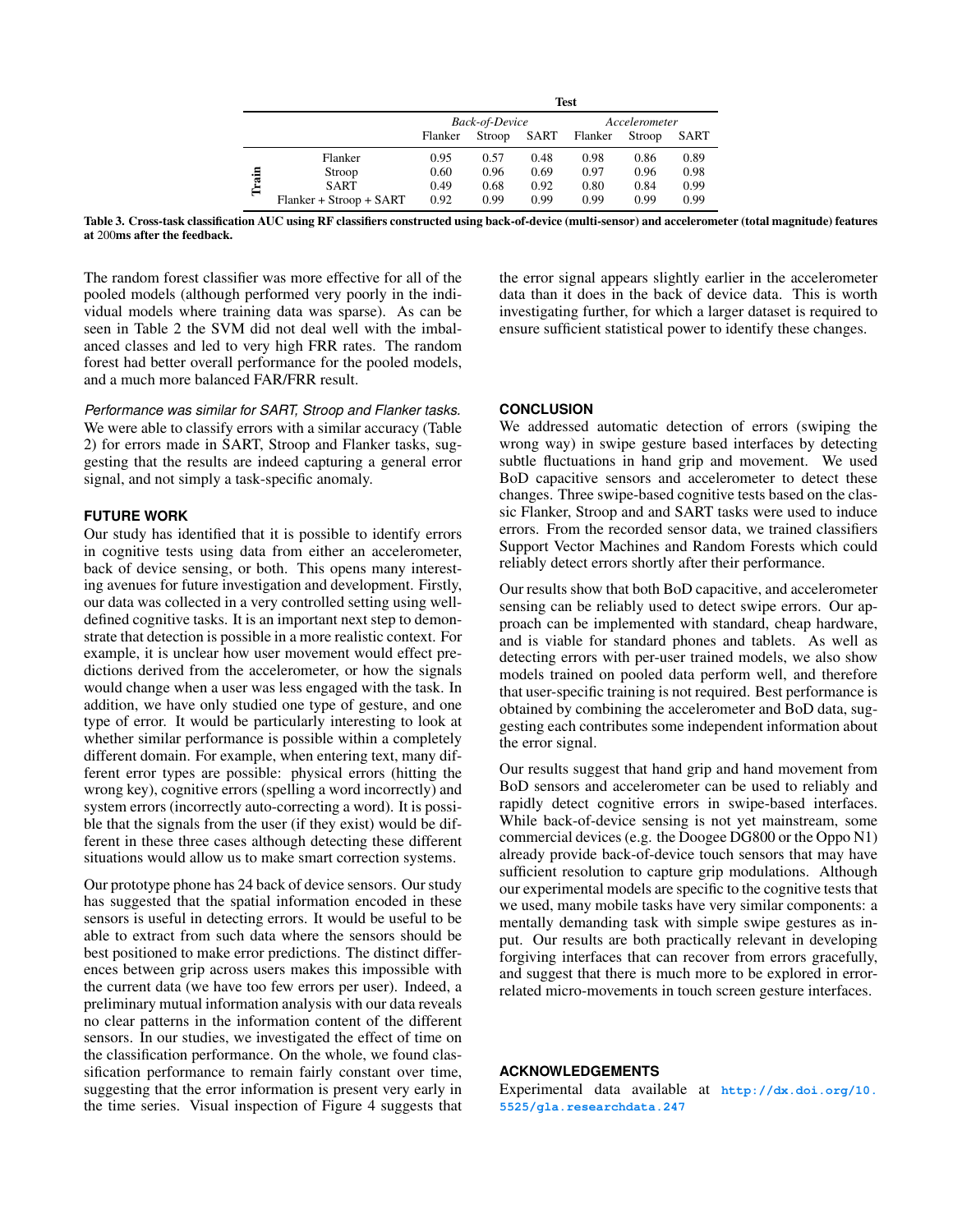| | | Test | | | | | |
|---|---|---|---|---|---|---|---|
| | | *Back-of-Device* | | | *Accelerometer* | | |
| | | Flanker | Stroop | SART | Flanker | Stroop | SART |
| Train | Flanker | 0.95 | 0.57 | 0.48 | 0.98 | 0.86 | 0.89 |
| | Stroop | 0.60 | 0.96 | 0.69 | 0.97 | 0.96 | 0.98 |
| | SART | 0.49 | 0.68 | 0.92 | 0.80 | 0.84 | 0.99 |
| | Flanker + Stroop + SART | 0.92 | 0.99 | 0.99 | 0.99 | 0.99 | 0.99 |

**Table 3. Cross-task classification AUC using RF classifiers constructed using back-of-device (multi-sensor) and accelerometer (total magnitude) features at 200ms after the feedback.**

The random forest classifier was more effective for all of the pooled models (although performed very poorly in the individual models where training data was sparse). As can be seen in Table 2 the SVM did not deal well with the imbalanced classes and led to very high FRR rates. The random forest had better overall performance for the pooled models, and a much more balanced FAR/FRR result.

*Performance was similar for SART, Stroop and Flanker tasks.* We were able to classify errors with a similar accuracy (Table 2) for errors made in SART, Stroop and Flanker tasks, suggesting that the results are indeed capturing a general error signal, and not simply a task-specific anomaly.

## FUTURE WORK

Our study has identified that it is possible to identify errors in cognitive tests using data from either an accelerometer, back of device sensing, or both. This opens many interesting avenues for future investigation and development. Firstly, our data was collected in a very controlled setting using well-defined cognitive tasks. It is an important next step to demonstrate that detection is possible in a more realistic context. For example, it is unclear how user movement would effect predictions derived from the accelerometer, or how the signals would change when a user was less engaged with the task. In addition, we have only studied one type of gesture, and one type of error. It would be particularly interesting to look at whether similar performance is possible within a completely different domain. For example, when entering text, many different error types are possible: physical errors (hitting the wrong key), cognitive errors (spelling a word incorrectly) and system errors (incorrectly auto-correcting a word). It is possible that the signals from the user (if they exist) would be different in these three cases although detecting these different situations would allow us to make smart correction systems.

Our prototype phone has 24 back of device sensors. Our study has suggested that the spatial information encoded in these sensors is useful in detecting errors. It would be useful to be able to extract from such data where the sensors should be best positioned to make error predictions. The distinct differences between grip across users makes this impossible with the current data (we have too few errors per user). Indeed, a preliminary mutual information analysis with our data reveals no clear patterns in the information content of the different sensors. In our studies, we investigated the effect of time on the classification performance. On the whole, we found classification performance to remain fairly constant over time, suggesting that the error information is present very early in the time series. Visual inspection of Figure 4 suggests that the error signal appears slightly earlier in the accelerometer data than it does in the back of device data. This is worth investigating further, for which a larger dataset is required to ensure sufficient statistical power to identify these changes.

## CONCLUSION

We addressed automatic detection of errors (swiping the wrong way) in swipe gesture based interfaces by detecting subtle fluctuations in hand grip and movement. We used BoD capacitive sensors and accelerometer to detect these changes. Three swipe-based cognitive tests based on the classic Flanker, Stroop and SART tasks were used to induce errors. From the recorded sensor data, we trained classifiers Support Vector Machines and Random Forests which could reliably detect errors shortly after their performance.

Our results show that both BoD capacitive, and accelerometer sensing can be reliably used to detect swipe errors. Our approach can be implemented with standard, cheap hardware, and is viable for standard phones and tablets. As well as detecting errors with per-user trained models, we also show models trained on pooled data perform well, and therefore that user-specific training is not required. Best performance is obtained by combining the accelerometer and BoD data, suggesting each contributes some independent information about the error signal.

Our results suggest that hand grip and hand movement from BoD sensors and accelerometer can be used to reliably and rapidly detect cognitive errors in swipe-based interfaces. While back-of-device sensing is not yet mainstream, some commercial devices (e.g. the Doogee DG800 or the Oppo N1) already provide back-of-device touch sensors that may have sufficient resolution to capture grip modulations. Although our experimental models are specific to the cognitive tests that we used, many mobile tasks have very similar components: a mentally demanding task with simple swipe gestures as input. Our results are both practically relevant in developing forgiving interfaces that can recover from errors gracefully, and suggest that there is much more to be explored in error-related micro-movements in touch screen gesture interfaces.

## ACKNOWLEDGEMENTS

Experimental data available at **http://dx.doi.org/10.5525/gla.researchdata.247**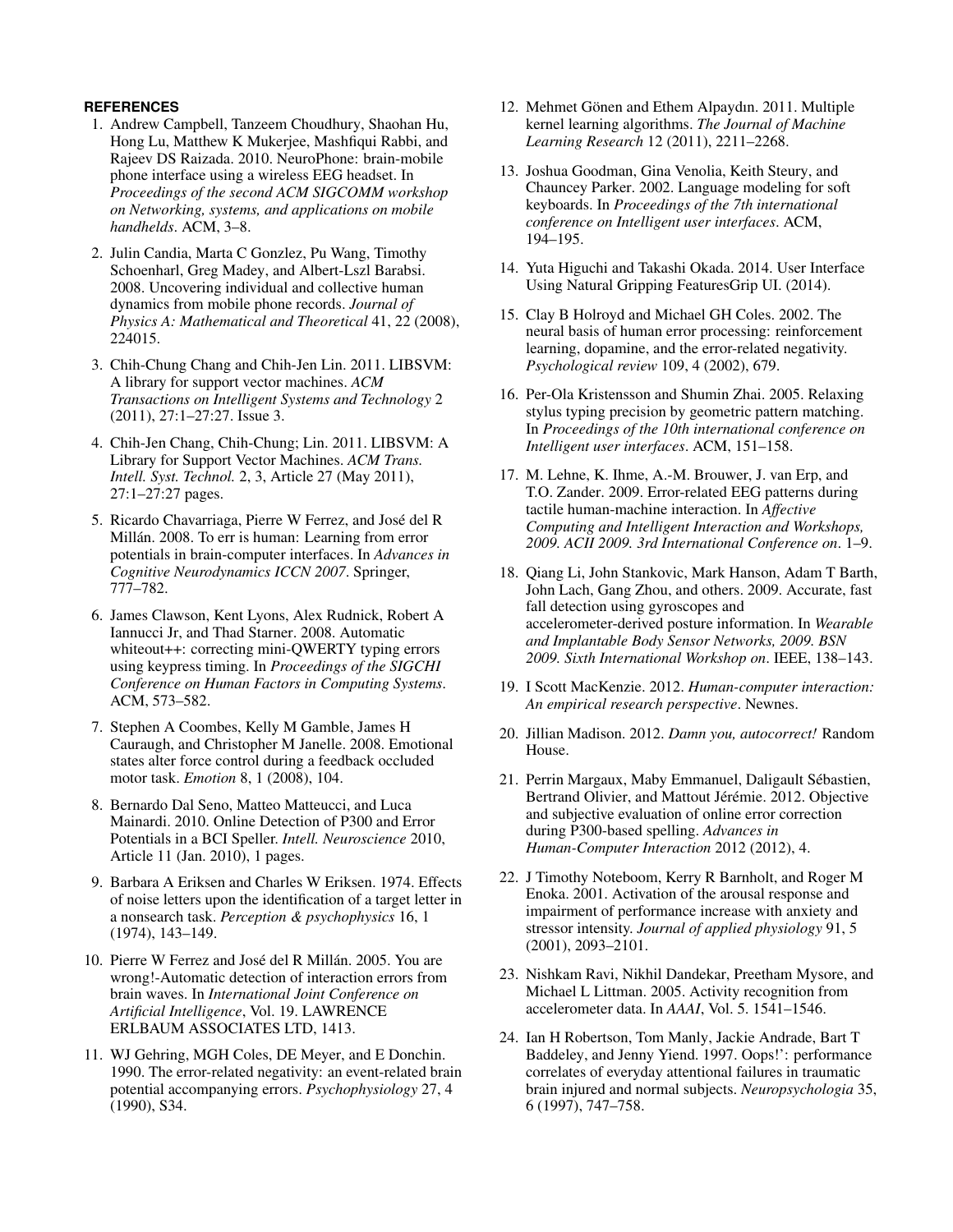## REFERENCES

1. Andrew Campbell, Tanzeem Choudhury, Shaohan Hu, Hong Lu, Matthew K Mukerjee, Mashfiqui Rabbi, and Rajeev DS Raizada. 2010. NeuroPhone: brain-mobile phone interface using a wireless EEG headset. In *Proceedings of the second ACM SIGCOMM workshop on Networking, systems, and applications on mobile handhelds*. ACM, 3–8.

2. Julin Candia, Marta C Gonzlez, Pu Wang, Timothy Schoenharl, Greg Madey, and Albert-Lszl Barabsi. 2008. Uncovering individual and collective human dynamics from mobile phone records. *Journal of Physics A: Mathematical and Theoretical* 41, 22 (2008), 224015.

3. Chih-Chung Chang and Chih-Jen Lin. 2011. LIBSVM: A library for support vector machines. *ACM Transactions on Intelligent Systems and Technology* 2 (2011), 27:1–27:27. Issue 3.

4. Chih-Jen Chang, Chih-Chung; Lin. 2011. LIBSVM: A Library for Support Vector Machines. *ACM Trans. Intell. Syst. Technol.* 2, 3, Article 27 (May 2011), 27:1–27:27 pages.

5. Ricardo Chavarriaga, Pierre W Ferrez, and José del R Millán. 2008. To err is human: Learning from error potentials in brain-computer interfaces. In *Advances in Cognitive Neurodynamics ICCN 2007*. Springer, 777–782.

6. James Clawson, Kent Lyons, Alex Rudnick, Robert A Iannucci Jr, and Thad Starner. 2008. Automatic whiteout++: correcting mini-QWERTY typing errors using keypress timing. In *Proceedings of the SIGCHI Conference on Human Factors in Computing Systems*. ACM, 573–582.

7. Stephen A Coombes, Kelly M Gamble, James H Cauraugh, and Christopher M Janelle. 2008. Emotional states alter force control during a feedback occluded motor task. *Emotion* 8, 1 (2008), 104.

8. Bernardo Dal Seno, Matteo Matteucci, and Luca Mainardi. 2010. Online Detection of P300 and Error Potentials in a BCI Speller. *Intell. Neuroscience* 2010, Article 11 (Jan. 2010), 1 pages.

9. Barbara A Eriksen and Charles W Eriksen. 1974. Effects of noise letters upon the identification of a target letter in a nonsearch task. *Perception & psychophysics* 16, 1 (1974), 143–149.

10. Pierre W Ferrez and José del R Millán. 2005. You are wrong!-Automatic detection of interaction errors from brain waves. In *International Joint Conference on Artificial Intelligence*, Vol. 19. LAWRENCE ERLBAUM ASSOCIATES LTD, 1413.

11. WJ Gehring, MGH Coles, DE Meyer, and E Donchin. 1990. The error-related negativity: an event-related brain potential accompanying errors. *Psychophysiology* 27, 4 (1990), S34.

12. Mehmet Gönen and Ethem Alpaydın. 2011. Multiple kernel learning algorithms. *The Journal of Machine Learning Research* 12 (2011), 2211–2268.

13. Joshua Goodman, Gina Venolia, Keith Steury, and Chauncey Parker. 2002. Language modeling for soft keyboards. In *Proceedings of the 7th international conference on Intelligent user interfaces*. ACM, 194–195.

14. Yuta Higuchi and Takashi Okada. 2014. User Interface Using Natural Gripping FeaturesGrip UI. (2014).

15. Clay B Holroyd and Michael GH Coles. 2002. The neural basis of human error processing: reinforcement learning, dopamine, and the error-related negativity. *Psychological review* 109, 4 (2002), 679.

16. Per-Ola Kristensson and Shumin Zhai. 2005. Relaxing stylus typing precision by geometric pattern matching. In *Proceedings of the 10th international conference on Intelligent user interfaces*. ACM, 151–158.

17. M. Lehne, K. Ihme, A.-M. Brouwer, J. van Erp, and T.O. Zander. 2009. Error-related EEG patterns during tactile human-machine interaction. In *Affective Computing and Intelligent Interaction and Workshops, 2009. ACII 2009. 3rd International Conference on*. 1–9.

18. Qiang Li, John Stankovic, Mark Hanson, Adam T Barth, John Lach, Gang Zhou, and others. 2009. Accurate, fast fall detection using gyroscopes and accelerometer-derived posture information. In *Wearable and Implantable Body Sensor Networks, 2009. BSN 2009. Sixth International Workshop on*. IEEE, 138–143.

19. I Scott MacKenzie. 2012. *Human-computer interaction: An empirical research perspective*. Newnes.

20. Jillian Madison. 2012. *Damn you, autocorrect!* Random House.

21. Perrin Margaux, Maby Emmanuel, Daligault Sébastien, Bertrand Olivier, and Mattout Jérémie. 2012. Objective and subjective evaluation of online error correction during P300-based spelling. *Advances in Human-Computer Interaction* 2012 (2012), 4.

22. J Timothy Noteboom, Kerry R Barnholt, and Roger M Enoka. 2001. Activation of the arousal response and impairment of performance increase with anxiety and stressor intensity. *Journal of applied physiology* 91, 5 (2001), 2093–2101.

23. Nishkam Ravi, Nikhil Dandekar, Preetham Mysore, and Michael L Littman. 2005. Activity recognition from accelerometer data. In *AAAI*, Vol. 5. 1541–1546.

24. Ian H Robertson, Tom Manly, Jackie Andrade, Bart T Baddeley, and Jenny Yiend. 1997. Oops!': performance correlates of everyday attentional failures in traumatic brain injured and normal subjects. *Neuropsychologia* 35, 6 (1997), 747–758.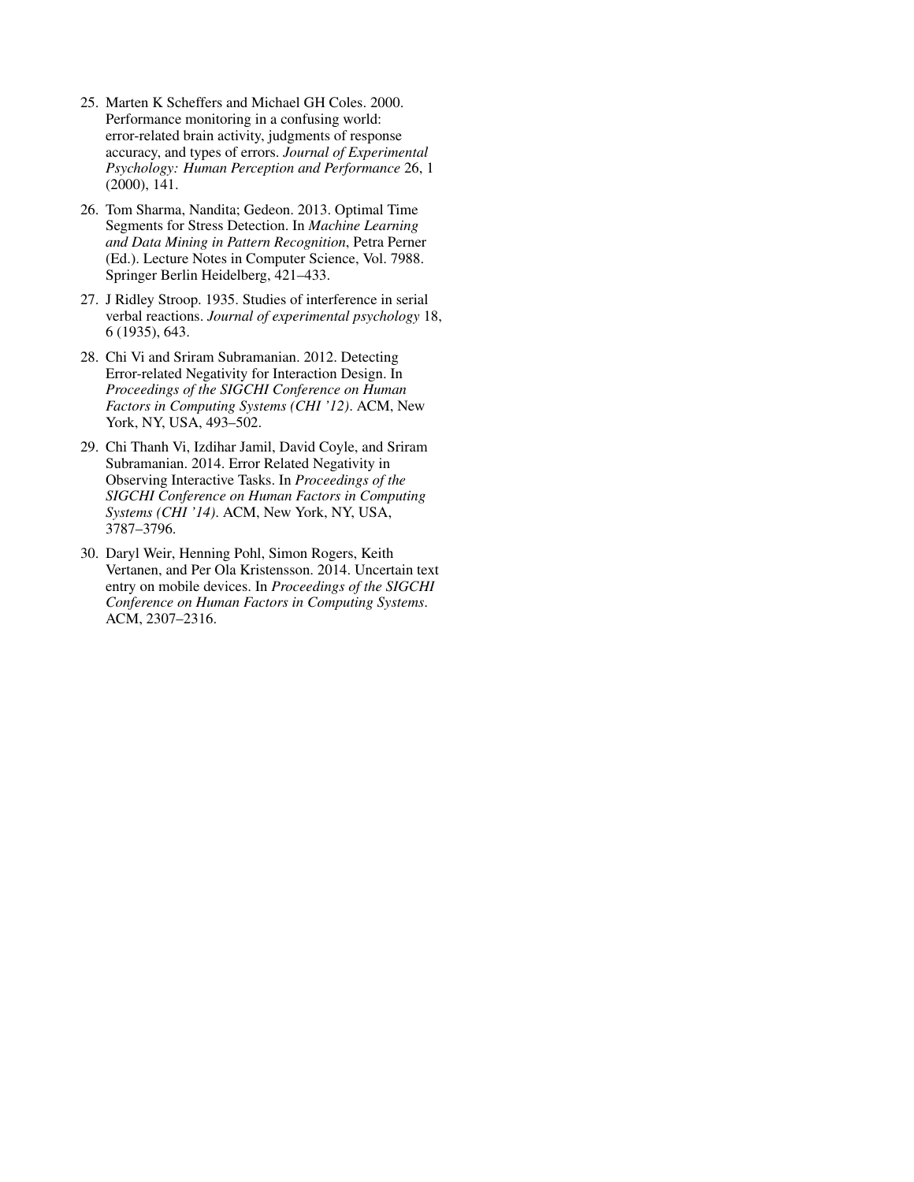25. Marten K Scheffers and Michael GH Coles. 2000. Performance monitoring in a confusing world: error-related brain activity, judgments of response accuracy, and types of errors. *Journal of Experimental Psychology: Human Perception and Performance* 26, 1 (2000), 141.
26. Tom Sharma, Nandita; Gedeon. 2013. Optimal Time Segments for Stress Detection. In *Machine Learning and Data Mining in Pattern Recognition*, Petra Perner (Ed.). Lecture Notes in Computer Science, Vol. 7988. Springer Berlin Heidelberg, 421–433.
27. J Ridley Stroop. 1935. Studies of interference in serial verbal reactions. *Journal of experimental psychology* 18, 6 (1935), 643.
28. Chi Vi and Sriram Subramanian. 2012. Detecting Error-related Negativity for Interaction Design. In *Proceedings of the SIGCHI Conference on Human Factors in Computing Systems (CHI '12)*. ACM, New York, NY, USA, 493–502.
29. Chi Thanh Vi, Izdihar Jamil, David Coyle, and Sriram Subramanian. 2014. Error Related Negativity in Observing Interactive Tasks. In *Proceedings of the SIGCHI Conference on Human Factors in Computing Systems (CHI '14)*. ACM, New York, NY, USA, 3787–3796.
30. Daryl Weir, Henning Pohl, Simon Rogers, Keith Vertanen, and Per Ola Kristensson. 2014. Uncertain text entry on mobile devices. In *Proceedings of the SIGCHI Conference on Human Factors in Computing Systems*. ACM, 2307–2316.